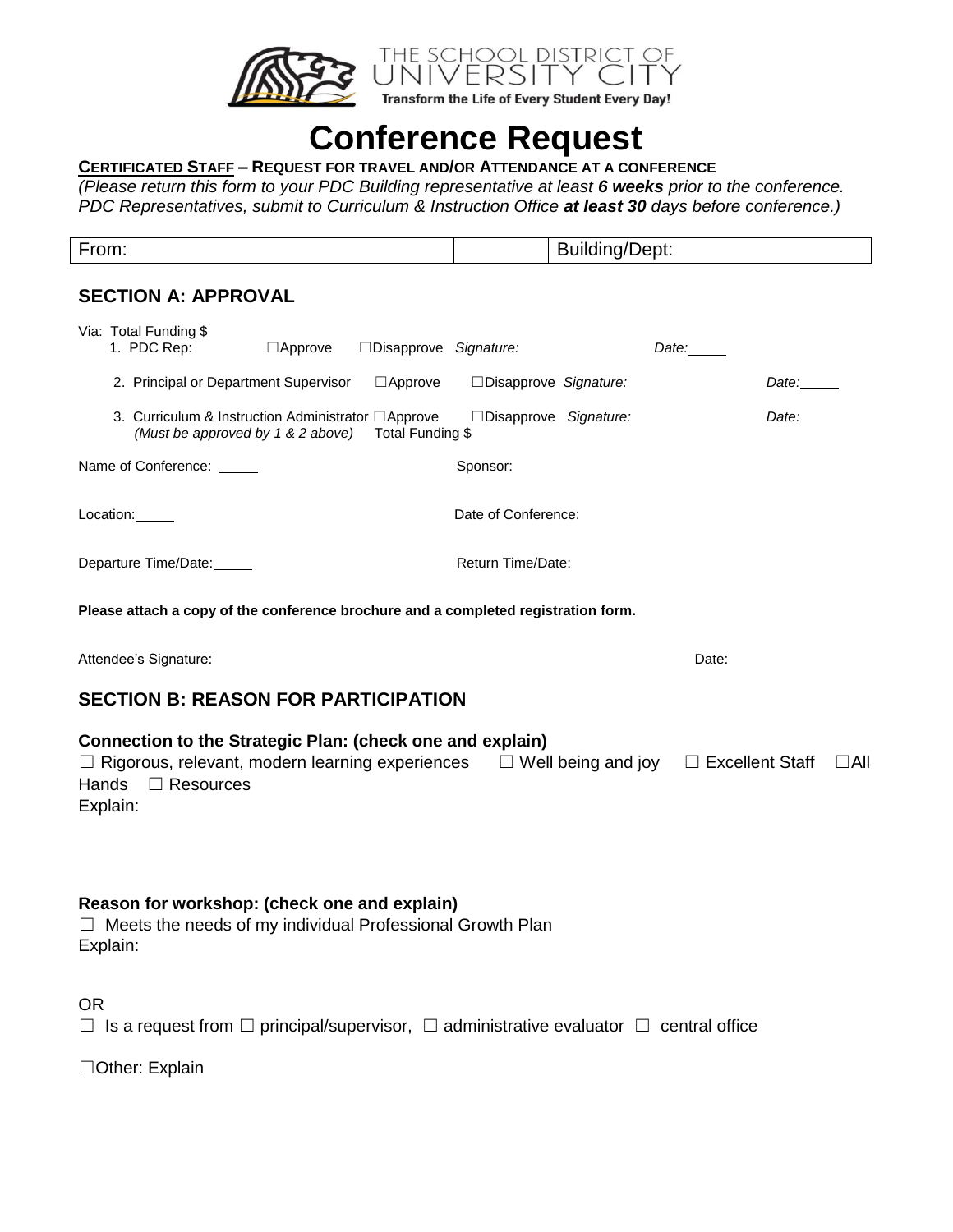THE SCHOOL DISTRICT OF UNIVERSITY CITY

**Transform the Life of Every Student Every Day!**

# Conference Request

**CERTIFICATED STAFF – REQUEST FOR TRAVEL AND/OR ATTENDANCE AT A CONFERENCE**

*(Please return this form to your PDC Building representative at least **6 weeks** prior to the conference. PDC Representatives, submit to Curriculum & Instruction Office **at least 30** days before conference.)*

| From: | | Building/Dept: |
|---|---|---|

## SECTION A: APPROVAL

Via: Total Funding $

1. PDC Rep: ☐Approve ☐Disapprove *Signature:* *Date:*
2. Principal or Department Supervisor ☐Approve ☐Disapprove *Signature:* *Date:*
3. Curriculum & Instruction Administrator ☐Approve ☐Disapprove *Signature:* *Date:*
   *(Must be approved by 1 & 2 above)* Total Funding $

Name of Conference: Sponsor:

Location: Date of Conference:

Departure Time/Date: Return Time/Date:

**Please attach a copy of the conference brochure and a completed registration form.**

Attendee's Signature: Date:

## SECTION B: REASON FOR PARTICIPATION

**Connection to the Strategic Plan: (check one and explain)**

☐ Rigorous, relevant, modern learning experiences ☐ Well being and joy ☐ Excellent Staff ☐All Hands ☐ Resources

Explain:

**Reason for workshop: (check one and explain)**

☐ Meets the needs of my individual Professional Growth Plan

Explain:

OR

☐ Is a request from ☐ principal/supervisor, ☐ administrative evaluator ☐ central office

☐Other: Explain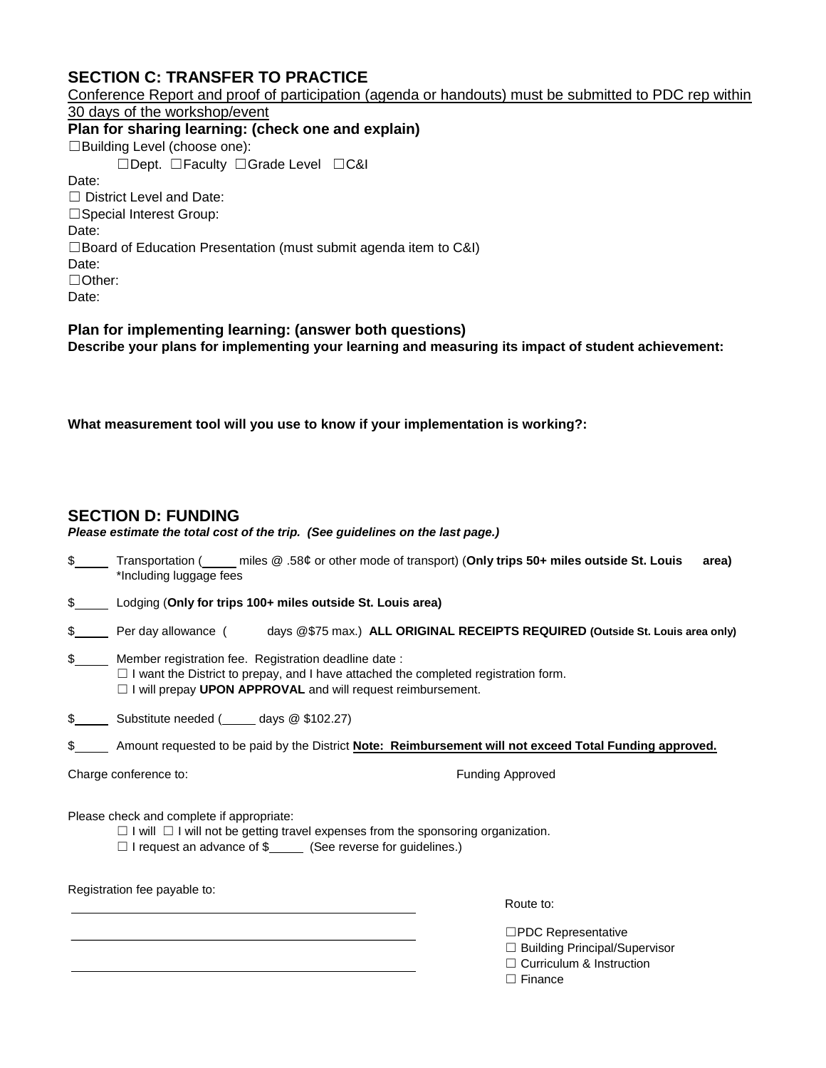## SECTION C: TRANSFER TO PRACTICE

Conference Report and proof of participation (agenda or handouts) must be submitted to PDC rep within 30 days of the workshop/event

**Plan for sharing learning: (check one and explain)**

☐Building Level (choose one):

☐Dept. ☐Faculty ☐Grade Level ☐C&I

Date:

☐ District Level and Date:

☐Special Interest Group:

Date:

☐Board of Education Presentation (must submit agenda item to C&I)

Date:

☐Other:

Date:

**Plan for implementing learning: (answer both questions)**

**Describe your plans for implementing your learning and measuring its impact of student achievement:**

**What measurement tool will you use to know if your implementation is working?:**

## SECTION D: FUNDING

***Please estimate the total cost of the trip. (See guidelines on the last page.)***

$\_\_\_\_\_ Transportation (\_\_\_\_\_ miles @ .58¢ or other mode of transport) (**Only trips 50+ miles outside St. Louis area)**
*Including luggage fees

$\_\_\_\_\_ Lodging (**Only for trips 100+ miles outside St. Louis area)**

$\_\_\_\_\_ Per day allowance ( days @$75 max.) **ALL ORIGINAL RECEIPTS REQUIRED (Outside St. Louis area only)**

$\_\_\_\_\_ Member registration fee. Registration deadline date :
☐ I want the District to prepay, and I have attached the completed registration form.
☐ I will prepay **UPON APPROVAL** and will request reimbursement.

$\_\_\_\_\_ Substitute needed (\_\_\_\_\_ days @ $102.27)

$\_\_\_\_\_ Amount requested to be paid by the District **Note: Reimbursement will not exceed Total Funding approved.**

Charge conference to: Funding Approved

Please check and complete if appropriate:

☐ I will ☐ I will not be getting travel expenses from the sponsoring organization.

☐ I request an advance of $\_\_\_\_\_ (See reverse for guidelines.)

Registration fee payable to:

\_\_\_\_\_\_\_\_\_\_\_\_\_\_\_\_\_\_\_\_\_\_\_\_\_\_\_\_\_\_\_\_\_\_\_\_\_\_\_\_

\_\_\_\_\_\_\_\_\_\_\_\_\_\_\_\_\_\_\_\_\_\_\_\_\_\_\_\_\_\_\_\_\_\_\_\_\_\_\_\_

\_\_\_\_\_\_\_\_\_\_\_\_\_\_\_\_\_\_\_\_\_\_\_\_\_\_\_\_\_\_\_\_\_\_\_\_\_\_\_\_

Route to:

☐PDC Representative
☐ Building Principal/Supervisor
☐ Curriculum & Instruction
☐ Finance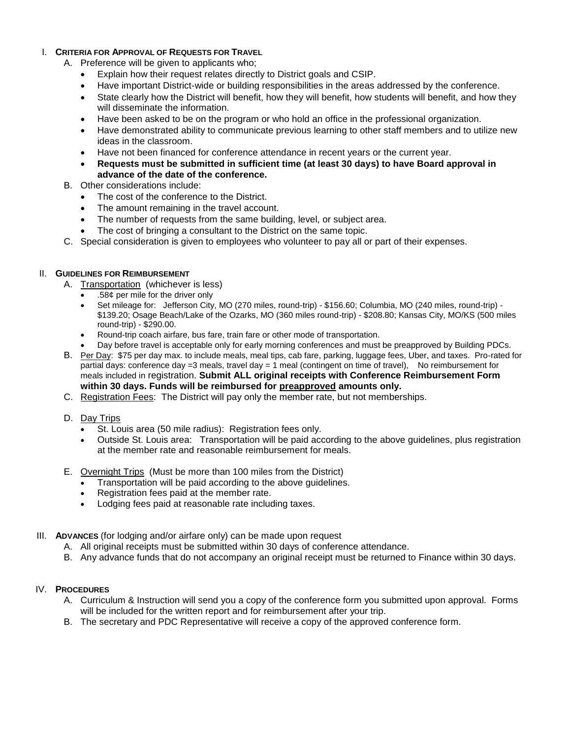I. **Criteria for Approval of Requests for Travel**
   A. Preference will be given to applicants who;
   - Explain how their request relates directly to District goals and CSIP.
   - Have important District-wide or building responsibilities in the areas addressed by the conference.
   - State clearly how the District will benefit, how they will benefit, how students will benefit, and how they will disseminate the information.
   - Have been asked to be on the program or who hold an office in the professional organization.
   - Have demonstrated ability to communicate previous learning to other staff members and to utilize new ideas in the classroom.
   - Have not been financed for conference attendance in recent years or the current year.
   - **Requests must be submitted in sufficient time (at least 30 days) to have Board approval in advance of the date of the conference.**

   B. Other considerations include:
   - The cost of the conference to the District.
   - The amount remaining in the travel account.
   - The number of requests from the same building, level, or subject area.
   - The cost of bringing a consultant to the District on the same topic.

   C. Special consideration is given to employees who volunteer to pay all or part of their expenses.

II. **Guidelines for Reimbursement**
   A. Transportation (whichever is less)
   - .58¢ per mile for the driver only
   - Set mileage for: Jefferson City, MO (270 miles, round-trip) - $156.60; Columbia, MO (240 miles, round-trip) - $139.20; Osage Beach/Lake of the Ozarks, MO (360 miles round-trip) - $208.80; Kansas City, MO/KS (500 miles round-trip) - $290.00.
   - Round-trip coach airfare, bus fare, train fare or other mode of transportation.
   - Day before travel is acceptable only for early morning conferences and must be preapproved by Building PDCs.

   B. Per Day: $75 per day max. to include meals, meal tips, cab fare, parking, luggage fees, Uber, and taxes. Pro-rated for partial days: conference day =3 meals, travel day = 1 meal (contingent on time of travel), No reimbursement for meals included in registration. **Submit ALL original receipts with Conference Reimbursement Form within 30 days. Funds will be reimbursed for preapproved amounts only.**

   C. Registration Fees: The District will pay only the member rate, but not memberships.

   D. Day Trips
   - St. Louis area (50 mile radius): Registration fees only.
   - Outside St. Louis area: Transportation will be paid according to the above guidelines, plus registration at the member rate and reasonable reimbursement for meals.

   E. Overnight Trips (Must be more than 100 miles from the District)
   - Transportation will be paid according to the above guidelines.
   - Registration fees paid at the member rate.
   - Lodging fees paid at reasonable rate including taxes.

III. **Advances** (for lodging and/or airfare only) can be made upon request
   A. All original receipts must be submitted within 30 days of conference attendance.
   B. Any advance funds that do not accompany an original receipt must be returned to Finance within 30 days.

IV. **Procedures**
   A. Curriculum & Instruction will send you a copy of the conference form you submitted upon approval. Forms will be included for the written report and for reimbursement after your trip.
   B. The secretary and PDC Representative will receive a copy of the approved conference form.